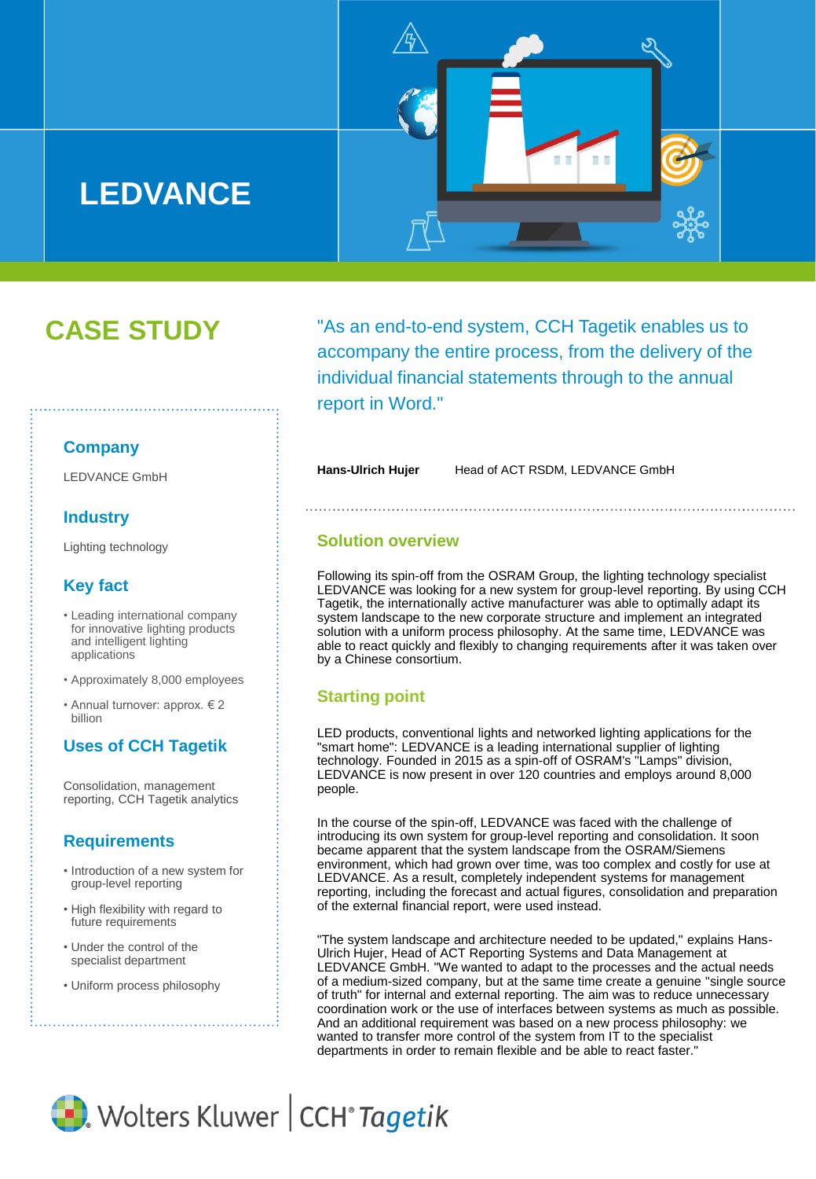# LEDVANCE

## CASE STUDY

### Company

LEDVANCE GmbH

### Industry

Lighting technology

### Key fact

- Leading international company for innovative lighting products and intelligent lighting applications
- Approximately 8,000 employees
- Annual turnover: approx. € 2 billion

### Uses of CCH Tagetik

Consolidation, management reporting, CCH Tagetik analytics

### Requirements

- Introduction of a new system for group-level reporting
- High flexibility with regard to future requirements
- Under the control of the specialist department
- Uniform process philosophy

"As an end-to-end system, CCH Tagetik enables us to accompany the entire process, from the delivery of the individual financial statements through to the annual report in Word."

**Hans-Ulrich Hujer** Head of ACT RSDM, LEDVANCE GmbH

## Solution overview

Following its spin-off from the OSRAM Group, the lighting technology specialist LEDVANCE was looking for a new system for group-level reporting. By using CCH Tagetik, the internationally active manufacturer was able to optimally adapt its system landscape to the new corporate structure and implement an integrated solution with a uniform process philosophy. At the same time, LEDVANCE was able to react quickly and flexibly to changing requirements after it was taken over by a Chinese consortium.

## Starting point

LED products, conventional lights and networked lighting applications for the "smart home": LEDVANCE is a leading international supplier of lighting technology. Founded in 2015 as a spin-off of OSRAM's "Lamps" division, LEDVANCE is now present in over 120 countries and employs around 8,000 people.

In the course of the spin-off, LEDVANCE was faced with the challenge of introducing its own system for group-level reporting and consolidation. It soon became apparent that the system landscape from the OSRAM/Siemens environment, which had grown over time, was too complex and costly for use at LEDVANCE. As a result, completely independent systems for management reporting, including the forecast and actual figures, consolidation and preparation of the external financial report, were used instead.

"The system landscape and architecture needed to be updated," explains Hans-Ulrich Hujer, Head of ACT Reporting Systems and Data Management at LEDVANCE GmbH. "We wanted to adapt to the processes and the actual needs of a medium-sized company, but at the same time create a genuine "single source of truth" for internal and external reporting. The aim was to reduce unnecessary coordination work or the use of interfaces between systems as much as possible. And an additional requirement was based on a new process philosophy: we wanted to transfer more control of the system from IT to the specialist departments in order to remain flexible and be able to react faster."

Wolters Kluwer | CCH® Tagetik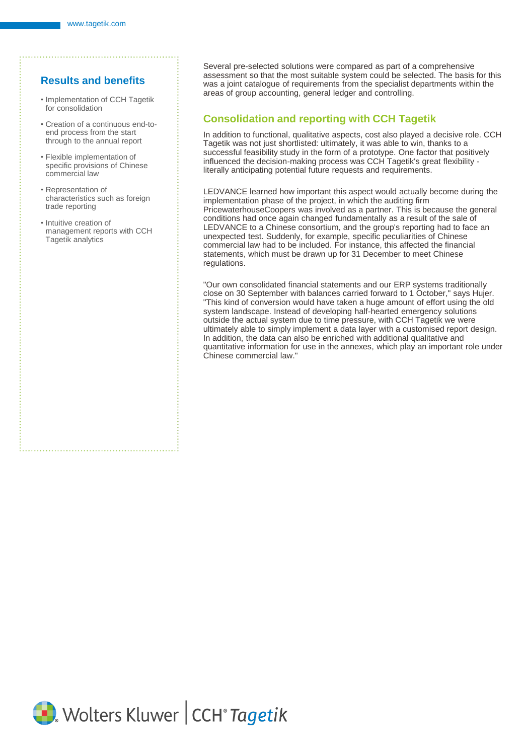## Results and benefits

- Implementation of CCH Tagetik for consolidation
- Creation of a continuous end-to-end process from the start through to the annual report
- Flexible implementation of specific provisions of Chinese commercial law
- Representation of characteristics such as foreign trade reporting
- Intuitive creation of management reports with CCH Tagetik analytics

Several pre-selected solutions were compared as part of a comprehensive assessment so that the most suitable system could be selected. The basis for this was a joint catalogue of requirements from the specialist departments within the areas of group accounting, general ledger and controlling.

## Consolidation and reporting with CCH Tagetik

In addition to functional, qualitative aspects, cost also played a decisive role. CCH Tagetik was not just shortlisted: ultimately, it was able to win, thanks to a successful feasibility study in the form of a prototype. One factor that positively influenced the decision-making process was CCH Tagetik's great flexibility - literally anticipating potential future requests and requirements.

LEDVANCE learned how important this aspect would actually become during the implementation phase of the project, in which the auditing firm PricewaterhouseCoopers was involved as a partner. This is because the general conditions had once again changed fundamentally as a result of the sale of LEDVANCE to a Chinese consortium, and the group's reporting had to face an unexpected test. Suddenly, for example, specific peculiarities of Chinese commercial law had to be included. For instance, this affected the financial statements, which must be drawn up for 31 December to meet Chinese regulations.

"Our own consolidated financial statements and our ERP systems traditionally close on 30 September with balances carried forward to 1 October," says Hujer. "This kind of conversion would have taken a huge amount of effort using the old system landscape. Instead of developing half-hearted emergency solutions outside the actual system due to time pressure, with CCH Tagetik we were ultimately able to simply implement a data layer with a customised report design. In addition, the data can also be enriched with additional qualitative and quantitative information for use in the annexes, which play an important role under Chinese commercial law."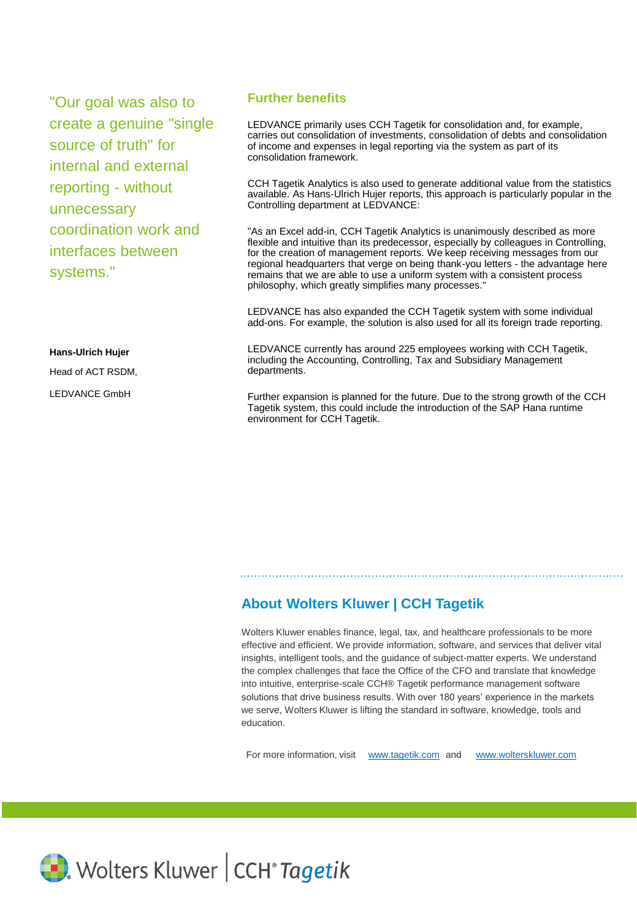"Our goal was also to create a genuine "single source of truth" for internal and external reporting - without unnecessary coordination work and interfaces between systems."

**Hans-Ulrich Hujer**

Head of ACT RSDM,

LEDVANCE GmbH

## Further benefits

LEDVANCE primarily uses CCH Tagetik for consolidation and, for example, carries out consolidation of investments, consolidation of debts and consolidation of income and expenses in legal reporting via the system as part of its consolidation framework.

CCH Tagetik Analytics is also used to generate additional value from the statistics available. As Hans-Ulrich Hujer reports, this approach is particularly popular in the Controlling department at LEDVANCE:

"As an Excel add-in, CCH Tagetik Analytics is unanimously described as more flexible and intuitive than its predecessor, especially by colleagues in Controlling, for the creation of management reports. We keep receiving messages from our regional headquarters that verge on being thank-you letters - the advantage here remains that we are able to use a uniform system with a consistent process philosophy, which greatly simplifies many processes."

LEDVANCE has also expanded the CCH Tagetik system with some individual add-ons. For example, the solution is also used for all its foreign trade reporting.

LEDVANCE currently has around 225 employees working with CCH Tagetik, including the Accounting, Controlling, Tax and Subsidiary Management departments.

Further expansion is planned for the future. Due to the strong growth of the CCH Tagetik system, this could include the introduction of the SAP Hana runtime environment for CCH Tagetik.

## About Wolters Kluwer | CCH Tagetik

Wolters Kluwer enables finance, legal, tax, and healthcare professionals to be more effective and efficient. We provide information, software, and services that deliver vital insights, intelligent tools, and the guidance of subject-matter experts. We understand the complex challenges that face the Office of the CFO and translate that knowledge into intuitive, enterprise-scale CCH® Tagetik performance management software solutions that drive business results. With over 180 years' experience in the markets we serve, Wolters Kluwer is lifting the standard in software, knowledge, tools and education.

For more information, visit www.tagetik.com and www.wolterskluwer.com

Wolters Kluwer | CCH® Tagetik